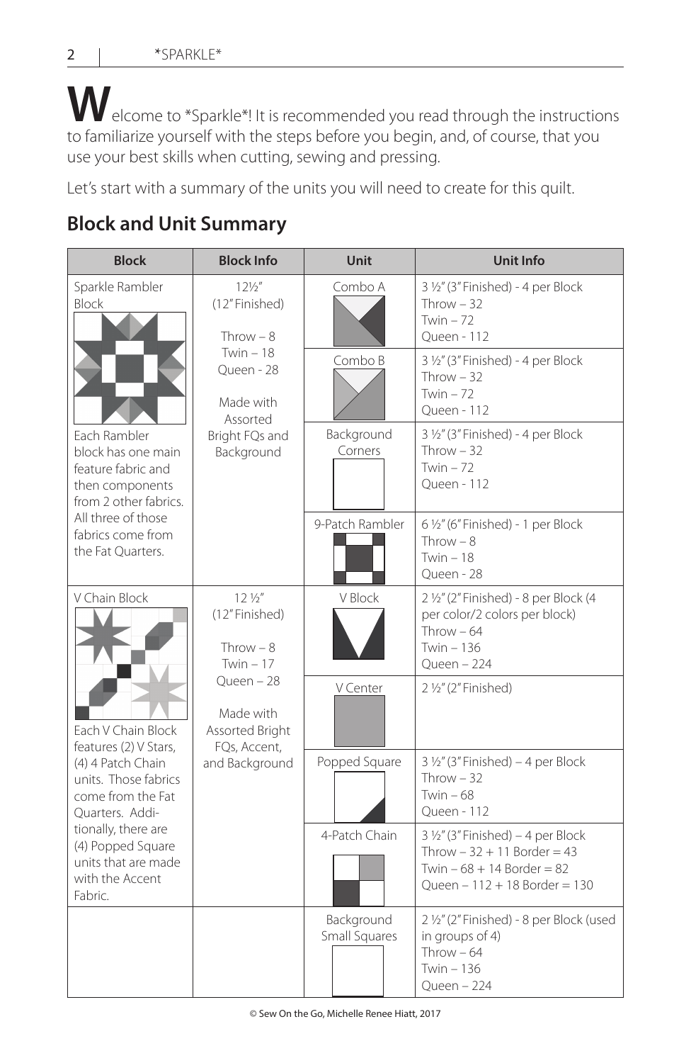Welcome to *Sparkle*! It is recommended you read through the instructions to familiarize yourself with the steps before you begin, and, of course, that you use your best skills when cutting, sewing and pressing.

Let's start with a summary of the units you will need to create for this quilt.

## Block and Unit Summary

| Block | Block Info | Unit | Unit Info |
|---|---|---|---|
| Sparkle Rambler Block<br>Each Rambler block has one main feature fabric and then components from 2 other fabrics. All three of those fabrics come from the Fat Quarters. | 12½" (12" Finished)<br>Throw – 8<br>Twin – 18<br>Queen - 28<br>Made with Assorted Bright FQs and Background | Combo A | 3 ½" (3" Finished) - 4 per Block<br>Throw – 32<br>Twin – 72<br>Queen - 112 |
| | | Combo B | 3 ½" (3" Finished) - 4 per Block<br>Throw – 32<br>Twin – 72<br>Queen - 112 |
| | | Background Corners | 3 ½" (3" Finished) - 4 per Block<br>Throw – 32<br>Twin – 72<br>Queen - 112 |
| | | 9-Patch Rambler | 6 ½" (6" Finished) - 1 per Block<br>Throw – 8<br>Twin – 18<br>Queen - 28 |
| V Chain Block<br>Each V Chain Block features (2) V Stars, (4) 4 Patch Chain units. Those fabrics come from the Fat Quarters. Additionally, there are (4) Popped Square units that are made with the Accent Fabric. | 12 ½" (12" Finished)<br>Throw – 8<br>Twin – 17<br>Queen – 28<br>Made with Assorted Bright FQs, Accent, and Background | V Block | 2 ½" (2" Finished) - 8 per Block (4 per color/2 colors per block)<br>Throw – 64<br>Twin – 136<br>Queen – 224 |
| | | V Center | 2 ½" (2" Finished) |
| | | Popped Square | 3 ½" (3" Finished) – 4 per Block<br>Throw – 32<br>Twin – 68<br>Queen - 112 |
| | | 4-Patch Chain | 3 ½" (3" Finished) – 4 per Block<br>Throw – 32 + 11 Border = 43<br>Twin – 68 + 14 Border = 82<br>Queen – 112 + 18 Border = 130 |
| | | Background Small Squares | 2 ½" (2" Finished) - 8 per Block (used in groups of 4)<br>Throw – 64<br>Twin – 136<br>Queen – 224 |

© Sew On the Go, Michelle Renee Hiatt, 2017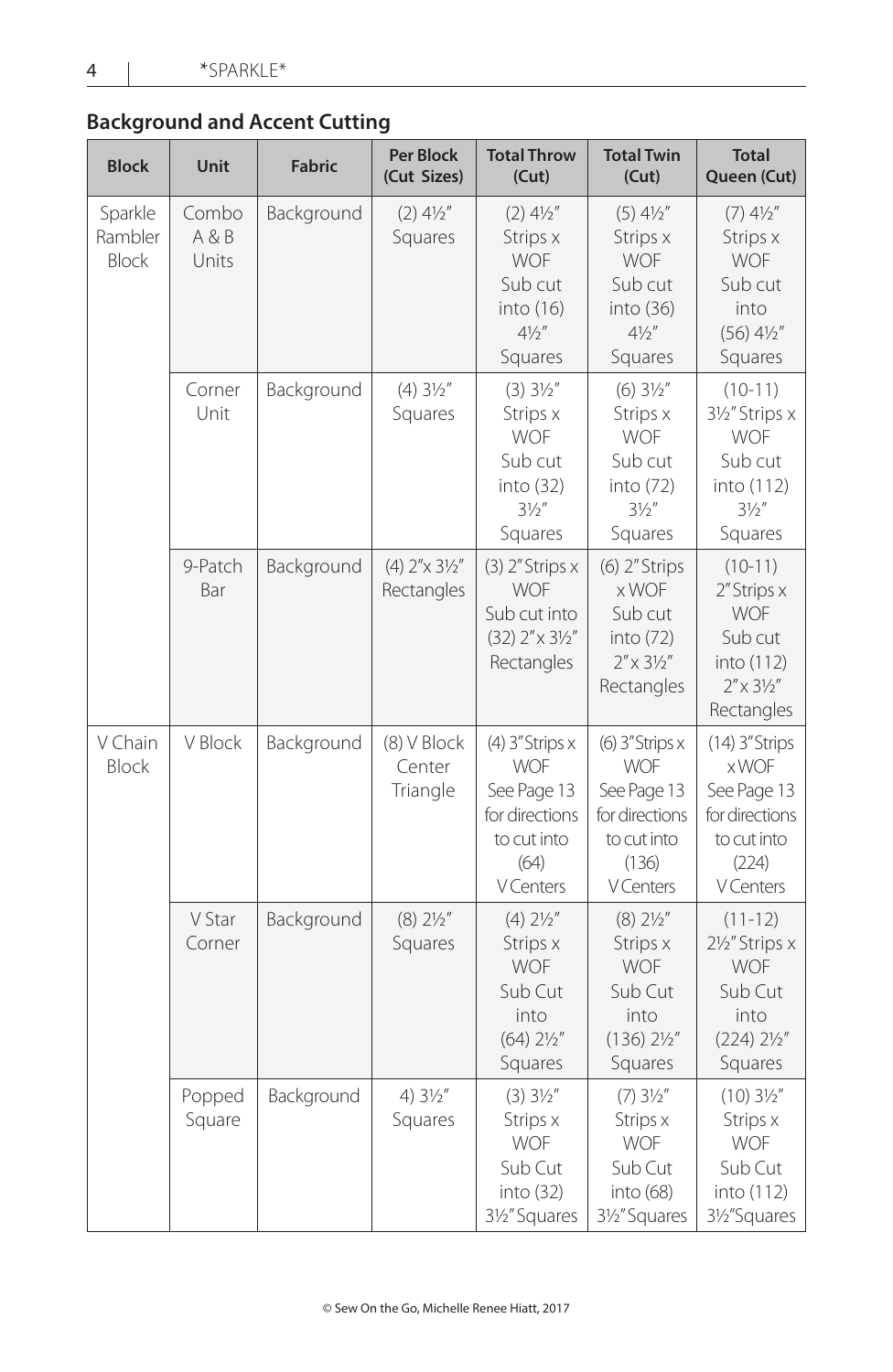## Background and Accent Cutting

| Block | Unit | Fabric | Per Block (Cut Sizes) | Total Throw (Cut) | Total Twin (Cut) | Total Queen (Cut) |
|---|---|---|---|---|---|---|
| Sparkle Rambler Block | Combo A & B Units | Background | (2) 4½″ Squares | (2) 4½″ Strips x WOF Sub cut into (16) 4½″ Squares | (5) 4½″ Strips x WOF Sub cut into (36) 4½″ Squares | (7) 4½″ Strips x WOF Sub cut into (56) 4½″ Squares |
| | Corner Unit | Background | (4) 3½″ Squares | (3) 3½″ Strips x WOF Sub cut into (32) 3½″ Squares | (6) 3½″ Strips x WOF Sub cut into (72) 3½″ Squares | (10-11) 3½″ Strips x WOF Sub cut into (112) 3½″ Squares |
| | 9-Patch Bar | Background | (4) 2″x 3½″ Rectangles | (3) 2″ Strips x WOF Sub cut into (32) 2″x 3½″ Rectangles | (6) 2″ Strips x WOF Sub cut into (72) 2″x 3½″ Rectangles | (10-11) 2″ Strips x WOF Sub cut into (112) 2″x 3½″ Rectangles |
| V Chain Block | V Block | Background | (8) V Block Center Triangle | (4) 3″ Strips x WOF See Page 13 for directions to cut into (64) V Centers | (6) 3″ Strips x WOF See Page 13 for directions to cut into (136) V Centers | (14) 3″ Strips x WOF See Page 13 for directions to cut into (224) V Centers |
| | V Star Corner | Background | (8) 2½″ Squares | (4) 2½″ Strips x WOF Sub Cut into (64) 2½″ Squares | (8) 2½″ Strips x WOF Sub Cut into (136) 2½″ Squares | (11-12) 2½″ Strips x WOF Sub Cut into (224) 2½″ Squares |
| | Popped Square | Background | 4) 3½″ Squares | (3) 3½″ Strips x WOF Sub Cut into (32) 3½″ Squares | (7) 3½″ Strips x WOF Sub Cut into (68) 3½″ Squares | (10) 3½″ Strips x WOF Sub Cut into (112) 3½″Squares |

© Sew On the Go, Michelle Renee Hiatt, 2017